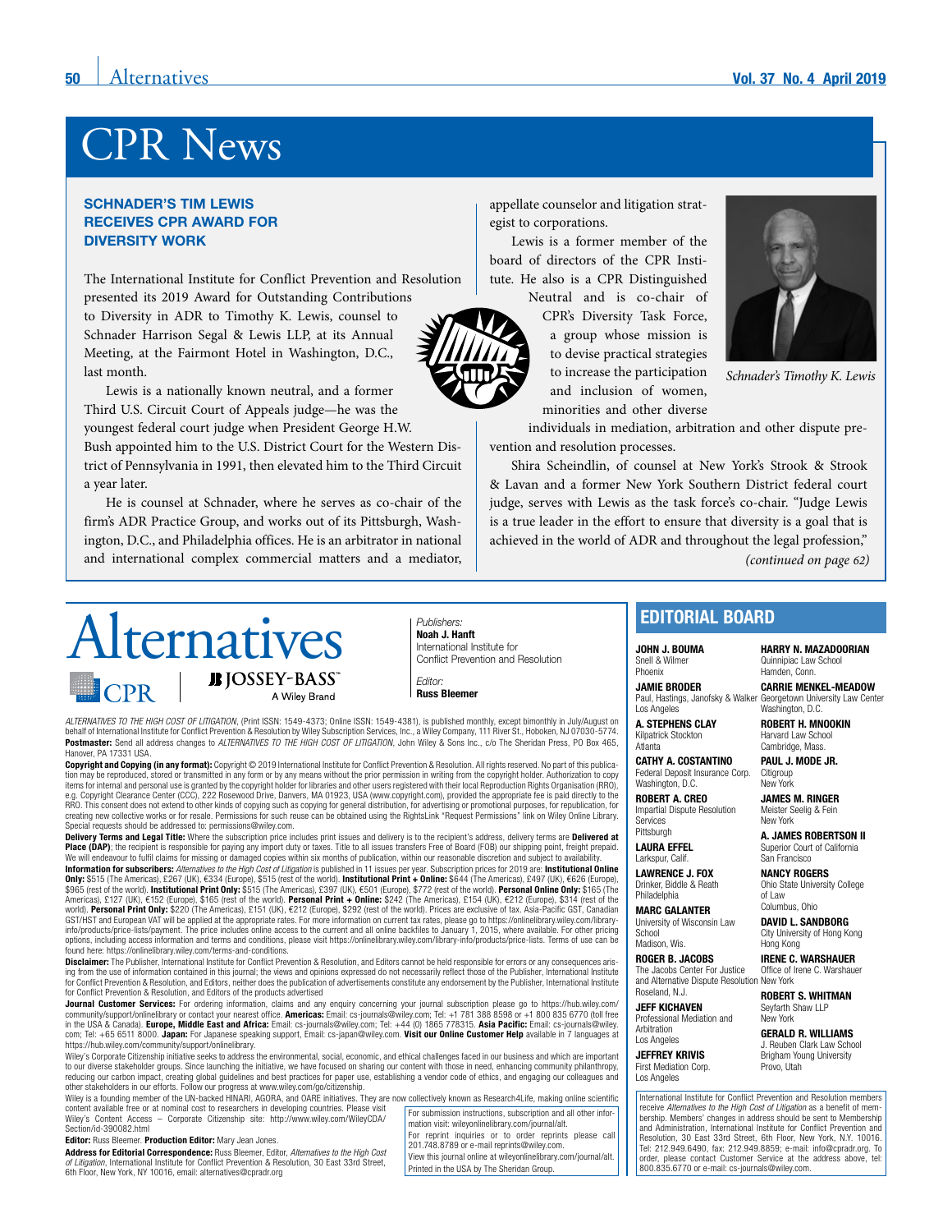# CPR News

## SCHNADER'S TIM LEWIS RECEIVES CPR AWARD FOR DIVERSITY WORK

The International Institute for Conflict Prevention and Resolution presented its 2019 Award for Outstanding Contributions to Diversity in ADR to Timothy K. Lewis, counsel to Schnader Harrison Segal & Lewis LLP, at its Annual Meeting, at the Fairmont Hotel in Washington, D.C., last month.

Lewis is a nationally known neutral, and a former Third U.S. Circuit Court of Appeals judge—he was the youngest federal court judge when President George H.W. Bush appointed him to the U.S. District Court for the Western District of Pennsylvania in 1991, then elevated him to the Third Circuit a year later.

He is counsel at Schnader, where he serves as co-chair of the firm's ADR Practice Group, and works out of its Pittsburgh, Washington, D.C., and Philadelphia offices. He is an arbitrator in national and international complex commercial matters and a mediator, appellate counselor and litigation strategist to corporations.

Lewis is a former member of the board of directors of the CPR Institute. He also is a CPR Distinguished Neutral and is co-chair of CPR's Diversity Task Force, a group whose mission is to devise practical strategies to increase the participation and inclusion of women, minorities and other diverse individuals in mediation, arbitration and other dispute prevention and resolution processes.

*Schnader's Timothy K. Lewis*

Shira Scheindlin, of counsel at New York's Strook & Strook & Lavan and a former New York Southern District federal court judge, serves with Lewis as the task force's co-chair. "Judge Lewis is a true leader in the effort to ensure that diversity is a goal that is achieved in the world of ADR and throughout the legal profession,"

*(continued on page 62)*

---

# Alternatives

CPR | JOSSEY-BASS™ A Wiley Brand

*Publishers:*
**Noah J. Hanft**
International Institute for Conflict Prevention and Resolution

*Editor:*
**Russ Bleemer**

*ALTERNATIVES TO THE HIGH COST OF LITIGATION*, (Print ISSN: 1549-4373; Online ISSN: 1549-4381), is published monthly, except bimonthly in July/August on behalf of International Institute for Conflict Prevention & Resolution by Wiley Subscription Services, Inc., a Wiley Company, 111 River St., Hoboken, NJ 07030-5774. **Postmaster:** Send all address changes to *ALTERNATIVES TO THE HIGH COST OF LITIGATION*, John Wiley & Sons Inc., c/o The Sheridan Press, PO Box 465, Hanover, PA 17331 USA.

**Copyright and Copying (in any format):** Copyright © 2019 International Institute for Conflict Prevention & Resolution. All rights reserved. No part of this publication may be reproduced, stored or transmitted in any form or by any means without the prior permission in writing from the copyright holder. Authorization to copy items for internal and personal use is granted by the copyright holder for libraries and other users registered with their local Reproduction Rights Organisation (RRO), e.g. Copyright Clearance Center (CCC), 222 Rosewood Drive, Danvers, MA 01923, USA (www.copyright.com), provided the appropriate fee is paid directly to the RRO. This consent does not extend to other kinds of copying such as copying for general distribution, for advertising or promotional purposes, for republication, for creating new collective works or for resale. Permissions for such reuse can be obtained using the RightsLink "Request Permissions" link on Wiley Online Library. Special requests should be addressed to: permissions@wiley.com.

**Delivery Terms and Legal Title:** Where the subscription price includes print issues and delivery is to the recipient's address, delivery terms are **Delivered at Place (DAP)**; the recipient is responsible for paying any import duty or taxes. Title to all issues transfers Free of Board (FOB) our shipping point, freight prepaid. We will endeavour to fulfil claims for missing or damaged copies within six months of publication, within our reasonable discretion and subject to availability.

**Information for subscribers:** *Alternatives to the High Cost of Litigation* is published in 11 issues per year. Subscription prices for 2019 are: **Institutional Online Only:** $515 (The Americas), £267 (UK), €334 (Europe), $515 (rest of the world). **Institutional Print + Online:** $644 (The Americas), £497 (UK), €626 (Europe), $965 (rest of the world). **Institutional Print Only:** $515 (The Americas), £397 (UK), €501 (Europe), $772 (rest of the world). **Personal Online Only:** $165 (The Americas), £127 (UK), €152 (Europe), $165 (rest of the world). **Personal Print + Online:** $242 (The Americas), £154 (UK), €212 (Europe), $314 (rest of the world). **Personal Print Only:** $220 (The Americas), £151 (UK), €212 (Europe), $292 (rest of the world). Prices are exclusive of tax. Asia-Pacific GST, Canadian GST/HST and European VAT will be applied at the appropriate rates. For more information on current tax rates, please go to https://onlinelibrary.wiley.com/library-info/products/price-lists/payment. The price includes online access to the current and all online backfiles to January 1, 2015, where available. For other pricing options, including access information and terms and conditions, please visit https://onlinelibrary.wiley.com/library-info/products/price-lists. Terms of use can be found here: https://onlinelibrary.wiley.com/terms-and-conditions.

**Disclaimer:** The Publisher, International Institute for Conflict Prevention & Resolution, and Editors cannot be held responsible for errors or any consequences arising from the use of information contained in this journal; the views and opinions expressed do not necessarily reflect those of the Publisher, International Institute for Conflict Prevention & Resolution, and Editors, neither does the publication of advertisements constitute any endorsement by the Publisher, International Institute for Conflict Prevention & Resolution, and Editors of the products advertised

**Journal Customer Services:** For ordering information, claims and any enquiry concerning your journal subscription please go to https://hub.wiley.com/community/support/onlinelibrary or contact your nearest office. **Americas:** Email: cs-journals@wiley.com; Tel: +1 781 388 8598 or +1 800 835 6770 (toll free in the USA & Canada). **Europe, Middle East and Africa:** Email: cs-journals@wiley.com; Tel: +44 (0) 1865 778315. **Asia Pacific:** Email: cs-journals@wiley.com; Tel: +65 6511 8000. **Japan:** For Japanese speaking support, Email: cs-japan@wiley.com. **Visit our Online Customer Help** available in 7 languages at https://hub.wiley.com/community/support/onlinelibrary.

Wiley's Corporate Citizenship initiative seeks to address the environmental, social, economic, and ethical challenges faced in our business and which are important to our diverse stakeholder groups. Since launching the initiative, we have focused on sharing our content with those in need, enhancing community philanthropy, reducing our carbon impact, creating global guidelines and best practices for paper use, establishing a vendor code of ethics, and engaging our colleagues and other stakeholders in our efforts. Follow our progress at www.wiley.com/go/citizenship.

Wiley is a founding member of the UN-backed HINARI, AGORA, and OARE initiatives. They are now collectively known as Research4Life, making online scientific content available free or at nominal cost to researchers in developing countries. Please visit Wiley's Content Access – Corporate Citizenship site: http://www.wiley.com/WileyCDA/Section/id-390082.html

**Editor:** Russ Bleemer. **Production Editor:** Mary Jean Jones.

**Address for Editorial Correspondence:** Russ Bleemer, Editor, *Alternatives to the High Cost of Litigation*, International Institute for Conflict Prevention & Resolution, 30 East 33rd Street, 6th Floor, New York, NY 10016, email: alternatives@cpradr.org

For submission instructions, subscription and all other information visit: wileyonlinelibrary.com/journal/alt.

For reprint inquiries or to order reprints please call 201.748.8789 or e-mail reprints@wiley.com.

View this journal online at wileyonlinelibrary.com/journal/alt.

Printed in the USA by The Sheridan Group.

## EDITORIAL BOARD

**JOHN J. BOUMA**
Snell & Wilmer
Phoenix

**JAMIE BRODER**
Paul, Hastings, Janofsky & Walker
Los Angeles

**A. STEPHENS CLAY**
Kilpatrick Stockton
Atlanta

**CATHY A. COSTANTINO**
Federal Deposit Insurance Corp.
Washington, D.C.

**ROBERT A. CREO**
Impartial Dispute Resolution Services
Pittsburgh

**LAURA EFFEL**
Larkspur, Calif.

**LAWRENCE J. FOX**
Drinker, Biddle & Reath
Philadelphia

**MARC GALANTER**
University of Wisconsin Law School
Madison, Wis.

**ROGER B. JACOBS**
The Jacobs Center For Justice and Alternative Dispute Resolution
Roseland, N.J.

**JEFF KICHAVEN**
Professional Mediation and Arbitration
Los Angeles

**JEFFREY KRIVIS**
First Mediation Corp.
Los Angeles

**HARRY N. MAZADOORIAN**
Quinnipiac Law School
Hamden, Conn.

**CARRIE MENKEL-MEADOW**
Georgetown University Law Center
Washington, D.C.

**ROBERT H. MNOOKIN**
Harvard Law School
Cambridge, Mass.

**PAUL J. MODE JR.**
Citigroup
New York

**JAMES M. RINGER**
Meister Seelig & Fein
New York

**A. JAMES ROBERTSON II**
Superior Court of California
San Francisco

**NANCY ROGERS**
Ohio State University College of Law
Columbus, Ohio

**DAVID L. SANDBORG**
City University of Hong Kong
Hong Kong

**IRENE C. WARSHAUER**
Office of Irene C. Warshauer
New York

**ROBERT S. WHITMAN**
Seyfarth Shaw LLP
New York

**GERALD R. WILLIAMS**
J. Reuben Clark Law School
Brigham Young University
Provo, Utah

International Institute for Conflict Prevention and Resolution members receive *Alternatives to the High Cost of Litigation* as a benefit of membership. Members' changes in address should be sent to Membership and Administration, International Institute for Conflict Prevention and Resolution, 30 East 33rd Street, 6th Floor, New York, N.Y. 10016. Tel: 212.949.6490, fax: 212.949.8859; e-mail: info@cpradr.org. To order, please contact Customer Service at the address above, tel: 800.835.6770 or e-mail: cs-journals@wiley.com.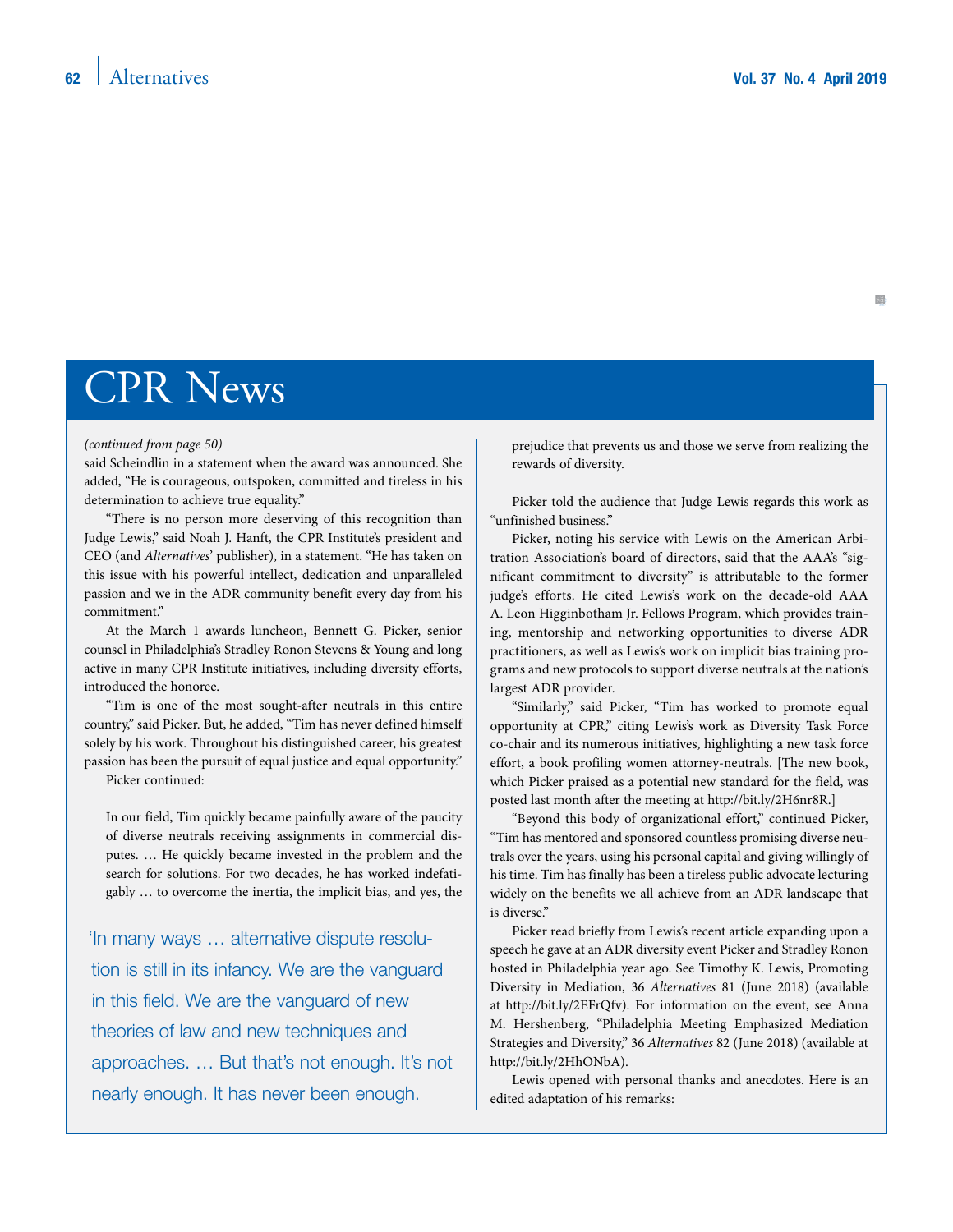# CPR News

*(continued from page 50)*

said Scheindlin in a statement when the award was announced. She added, "He is courageous, outspoken, committed and tireless in his determination to achieve true equality."

"There is no person more deserving of this recognition than Judge Lewis," said Noah J. Hanft, the CPR Institute's president and CEO (and *Alternatives*' publisher), in a statement. "He has taken on this issue with his powerful intellect, dedication and unparalleled passion and we in the ADR community benefit every day from his commitment."

At the March 1 awards luncheon, Bennett G. Picker, senior counsel in Philadelphia's Stradley Ronon Stevens & Young and long active in many CPR Institute initiatives, including diversity efforts, introduced the honoree.

"Tim is one of the most sought-after neutrals in this entire country," said Picker. But, he added, "Tim has never defined himself solely by his work. Throughout his distinguished career, his greatest passion has been the pursuit of equal justice and equal opportunity."

Picker continued:

> In our field, Tim quickly became painfully aware of the paucity of diverse neutrals receiving assignments in commercial disputes. … He quickly became invested in the problem and the search for solutions. For two decades, he has worked indefatigably … to overcome the inertia, the implicit bias, and yes, the prejudice that prevents us and those we serve from realizing the rewards of diversity.

> 'In many ways … alternative dispute resolution is still in its infancy. We are the vanguard in this field. We are the vanguard of new theories of law and new techniques and approaches. … But that's not enough. It's not nearly enough. It has never been enough.

Picker told the audience that Judge Lewis regards this work as "unfinished business."

Picker, noting his service with Lewis on the American Arbitration Association's board of directors, said that the AAA's "significant commitment to diversity" is attributable to the former judge's efforts. He cited Lewis's work on the decade-old AAA A. Leon Higginbotham Jr. Fellows Program, which provides training, mentorship and networking opportunities to diverse ADR practitioners, as well as Lewis's work on implicit bias training programs and new protocols to support diverse neutrals at the nation's largest ADR provider.

"Similarly," said Picker, "Tim has worked to promote equal opportunity at CPR," citing Lewis's work as Diversity Task Force co-chair and its numerous initiatives, highlighting a new task force effort, a book profiling women attorney-neutrals. [The new book, which Picker praised as a potential new standard for the field, was posted last month after the meeting at http://bit.ly/2H6nr8R.]

"Beyond this body of organizational effort," continued Picker, "Tim has mentored and sponsored countless promising diverse neutrals over the years, using his personal capital and giving willingly of his time. Tim has finally has been a tireless public advocate lecturing widely on the benefits we all achieve from an ADR landscape that is diverse."

Picker read briefly from Lewis's recent article expanding upon a speech he gave at an ADR diversity event Picker and Stradley Ronon hosted in Philadelphia year ago. See Timothy K. Lewis, Promoting Diversity in Mediation, 36 *Alternatives* 81 (June 2018) (available at http://bit.ly/2EFrQfv). For information on the event, see Anna M. Hershenberg, "Philadelphia Meeting Emphasized Mediation Strategies and Diversity," 36 *Alternatives* 82 (June 2018) (available at http://bit.ly/2HhONbA).

Lewis opened with personal thanks and anecdotes. Here is an edited adaptation of his remarks: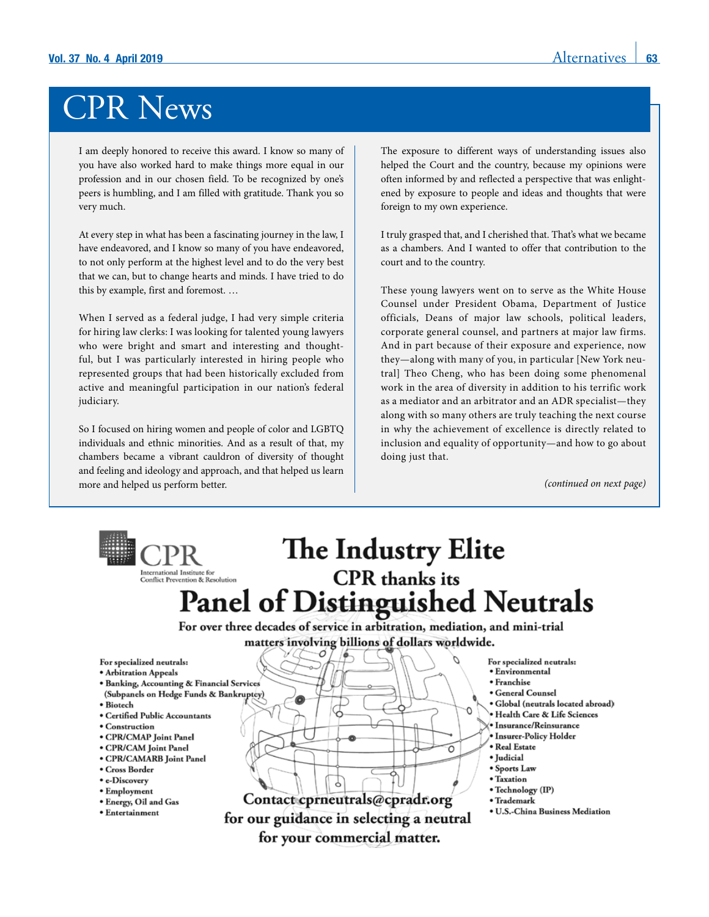# CPR News

I am deeply honored to receive this award. I know so many of you have also worked hard to make things more equal in our profession and in our chosen field. To be recognized by one's peers is humbling, and I am filled with gratitude. Thank you so very much.

At every step in what has been a fascinating journey in the law, I have endeavored, and I know so many of you have endeavored, to not only perform at the highest level and to do the very best that we can, but to change hearts and minds. I have tried to do this by example, first and foremost. …

When I served as a federal judge, I had very simple criteria for hiring law clerks: I was looking for talented young lawyers who were bright and smart and interesting and thoughtful, but I was particularly interested in hiring people who represented groups that had been historically excluded from active and meaningful participation in our nation's federal judiciary.

So I focused on hiring women and people of color and LGBTQ individuals and ethnic minorities. And as a result of that, my chambers became a vibrant cauldron of diversity of thought and feeling and ideology and approach, and that helped us learn more and helped us perform better.

The exposure to different ways of understanding issues also helped the Court and the country, because my opinions were often informed by and reflected a perspective that was enlightened by exposure to people and ideas and thoughts that were foreign to my own experience.

I truly grasped that, and I cherished that. That's what we became as a chambers. And I wanted to offer that contribution to the court and to the country.

These young lawyers went on to serve as the White House Counsel under President Obama, Department of Justice officials, Deans of major law schools, political leaders, corporate general counsel, and partners at major law firms. And in part because of their exposure and experience, now they—along with many of you, in particular [New York neutral] Theo Cheng, who has been doing some phenomenal work in the area of diversity in addition to his terrific work as a mediator and an arbitrator and an ADR specialist—they along with so many others are truly teaching the next course in why the achievement of excellence is directly related to inclusion and equality of opportunity—and how to go about doing just that.

*(continued on next page)*

CPR
International Institute for Conflict Prevention & Resolution

# The Industry Elite

## CPR thanks its

# Panel of Distinguished Neutrals

**For over three decades of service in arbitration, mediation, and mini-trial matters involving billions of dollars worldwide.**

For specialized neutrals:

- **Arbitration Appeals**
- **Banking, Accounting & Financial Services (Subpanels on Hedge Funds & Bankruptcy)**
- **Biotech**
- **Certified Public Accountants**
- **Construction**
- **CPR/CMAP Joint Panel**
- **CPR/CAM Joint Panel**
- **CPR/CAMARB Joint Panel**
- **Cross Border**
- **e-Discovery**
- **Employment**
- **Energy, Oil and Gas**
- **Entertainment**

For specialized neutrals:

- **Environmental**
- **Franchise**
- **General Counsel**
- **Global (neutrals located abroad)**
- **Health Care & Life Sciences**
- **Insurance/Reinsurance**
- **Insurer-Policy Holder**
- **Real Estate**
- **Judicial**
- **Sports Law**
- **Taxation**
- **Technology (IP)**
- **Trademark**
- **U.S.-China Business Mediation**

**Contact cprneutrals@cpradr.org for our guidance in selecting a neutral for your commercial matter.**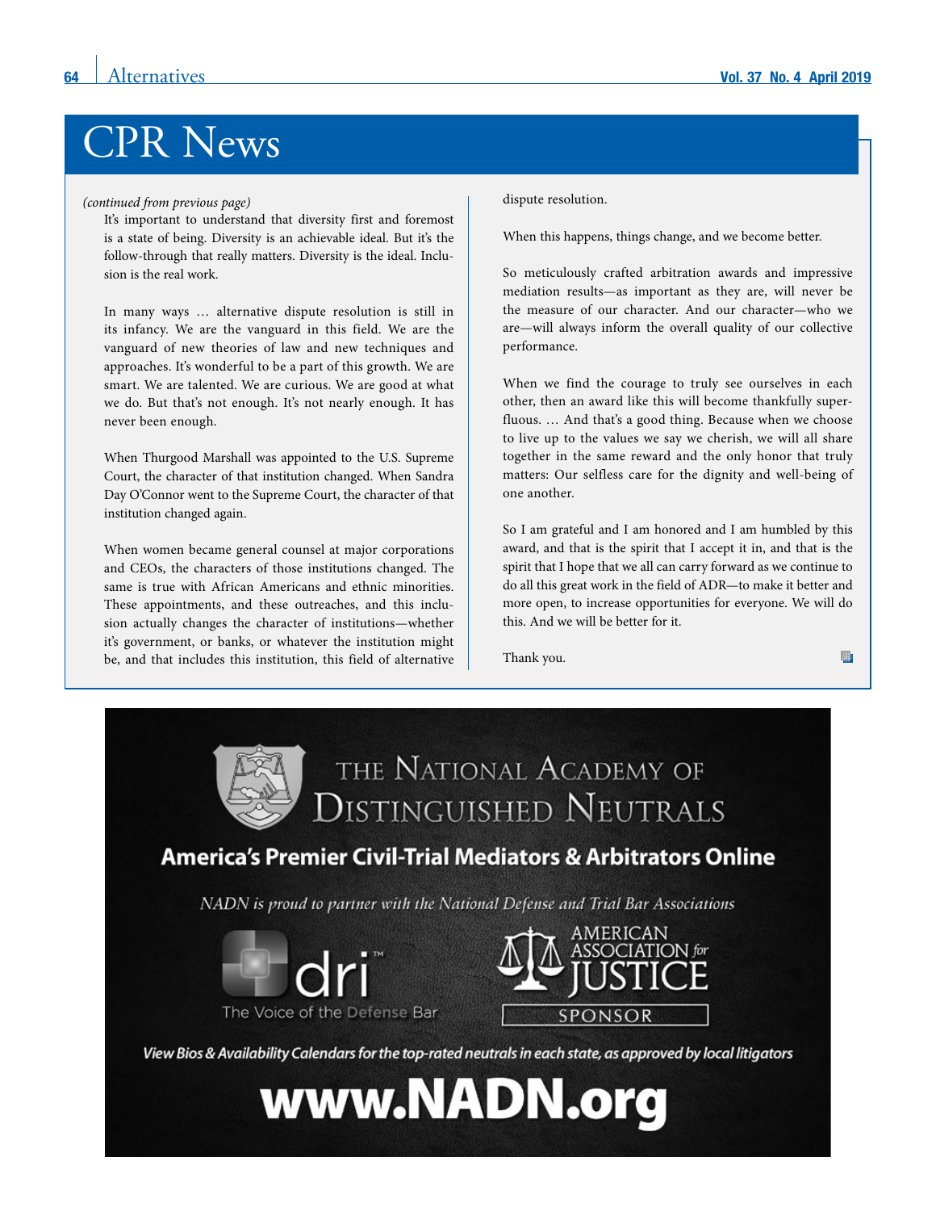# CPR News

*(continued from previous page)*

It's important to understand that diversity first and foremost is a state of being. Diversity is an achievable ideal. But it's the follow-through that really matters. Diversity is the ideal. Inclusion is the real work.

In many ways … alternative dispute resolution is still in its infancy. We are the vanguard in this field. We are the vanguard of new theories of law and new techniques and approaches. It's wonderful to be a part of this growth. We are smart. We are talented. We are curious. We are good at what we do. But that's not enough. It's not nearly enough. It has never been enough.

When Thurgood Marshall was appointed to the U.S. Supreme Court, the character of that institution changed. When Sandra Day O'Connor went to the Supreme Court, the character of that institution changed again.

When women became general counsel at major corporations and CEOs, the characters of those institutions changed. The same is true with African Americans and ethnic minorities. These appointments, and these outreaches, and this inclusion actually changes the character of institutions—whether it's government, or banks, or whatever the institution might be, and that includes this institution, this field of alternative dispute resolution.

When this happens, things change, and we become better.

So meticulously crafted arbitration awards and impressive mediation results—as important as they are, will never be the measure of our character. And our character—who we are—will always inform the overall quality of our collective performance.

When we find the courage to truly see ourselves in each other, then an award like this will become thankfully superfluous. … And that's a good thing. Because when we choose to live up to the values we say we cherish, we will all share together in the same reward and the only honor that truly matters: Our selfless care for the dignity and well-being of one another.

So I am grateful and I am honored and I am humbled by this award, and that is the spirit that I accept it in, and that is the spirit that I hope that we all can carry forward as we continue to do all this great work in the field of ADR—to make it better and more open, to increase opportunities for everyone. We will do this. And we will be better for it.

Thank you.

THE NATIONAL ACADEMY OF DISTINGUISHED NEUTRALS

**America's Premier Civil-Trial Mediators & Arbitrators Online**

*NADN is proud to partner with the National Defense and Trial Bar Associations*

dri™ The Voice of the Defense Bar

AMERICAN ASSOCIATION *for* JUSTICE SPONSOR

*View Bios & Availability Calendars for the top-rated neutrals in each state, as approved by local litigators*

**www.NADN.org**